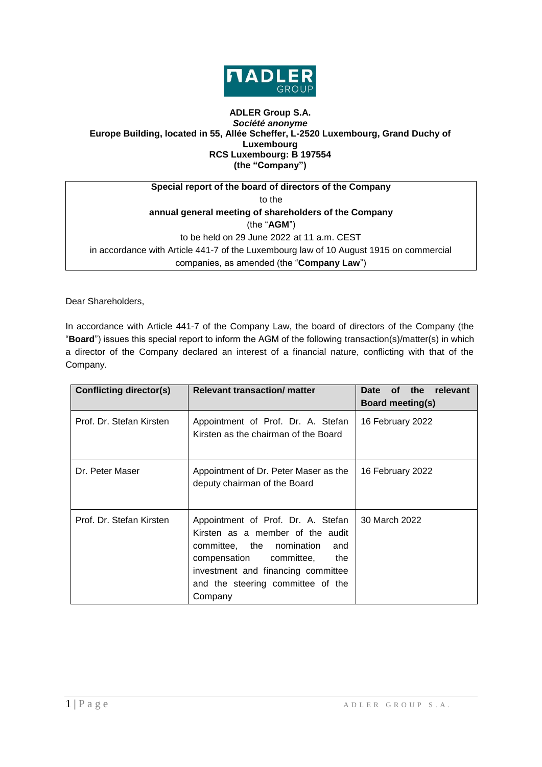**ADLER Group S.A.**
***Société anonyme***
**Europe Building, located in 55, Allée Scheffer, L-2520 Luxembourg, Grand Duchy of Luxembourg**
**RCS Luxembourg: B 197554**
**(the "Company")**

**Special report of the board of directors of the Company**
to the
**annual general meeting of shareholders of the Company**
(the "**AGM**")
to be held on 29 June 2022 at 11 a.m. CEST
in accordance with Article 441-7 of the Luxembourg law of 10 August 1915 on commercial companies, as amended (the "**Company Law**")

Dear Shareholders,

In accordance with Article 441-7 of the Company Law, the board of directors of the Company (the "**Board**") issues this special report to inform the AGM of the following transaction(s)/matter(s) in which a director of the Company declared an interest of a financial nature, conflicting with that of the Company.

| Conflicting director(s) | Relevant transaction/ matter | Date of the relevant Board meeting(s) |
|---|---|---|
| Prof. Dr. Stefan Kirsten | Appointment of Prof. Dr. A. Stefan Kirsten as the chairman of the Board | 16 February 2022 |
| Dr. Peter Maser | Appointment of Dr. Peter Maser as the deputy chairman of the Board | 16 February 2022 |
| Prof. Dr. Stefan Kirsten | Appointment of Prof. Dr. A. Stefan Kirsten as a member of the audit committee, the nomination and compensation committee, the investment and financing committee and the steering committee of the Company | 30 March 2022 |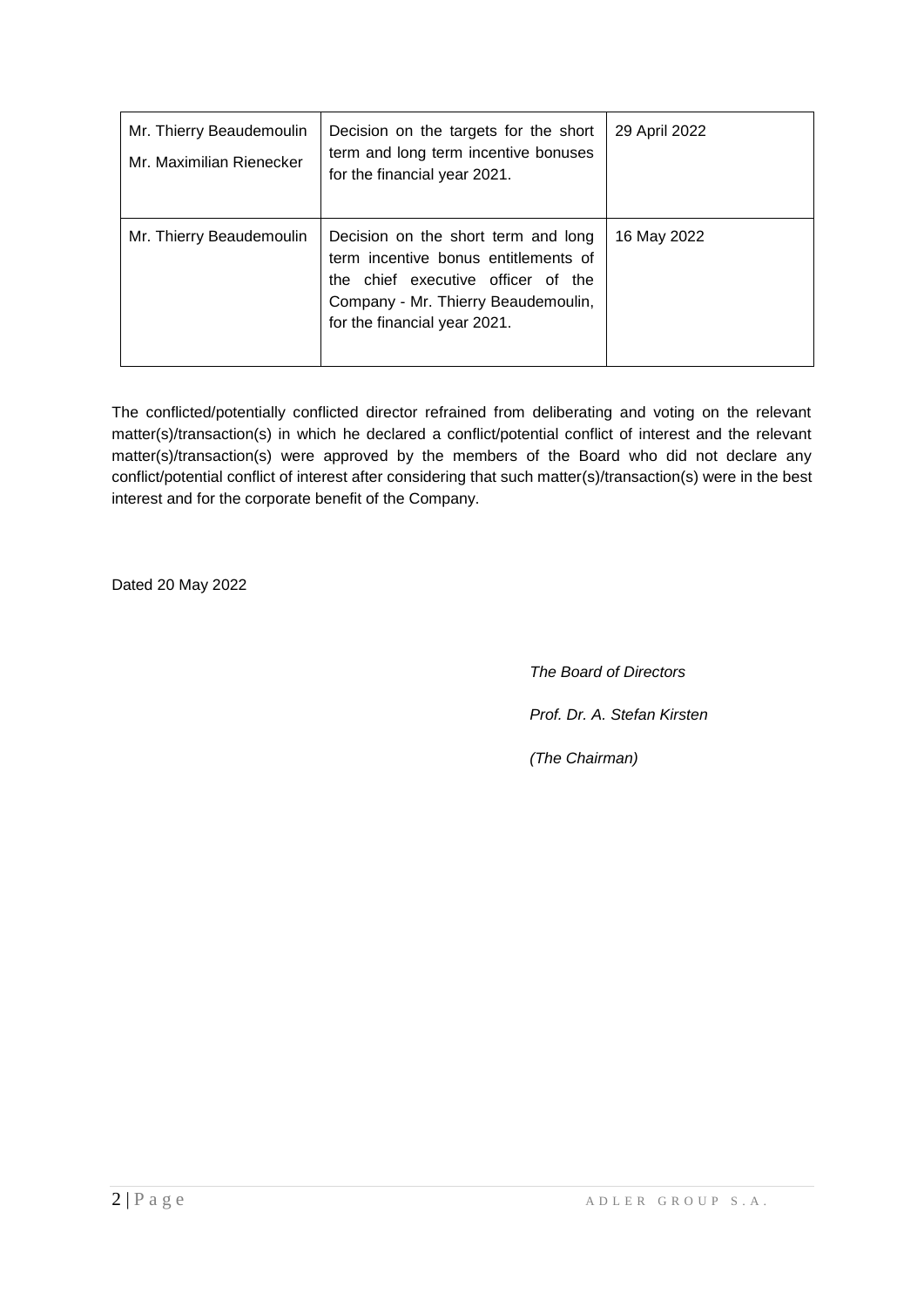| | | |
|---|---|---|
| Mr. Thierry Beaudemoulin<br>Mr. Maximilian Rienecker | Decision on the targets for the short term and long term incentive bonuses for the financial year 2021. | 29 April 2022 |
| Mr. Thierry Beaudemoulin | Decision on the short term and long term incentive bonus entitlements of the chief executive officer of the Company - Mr. Thierry Beaudemoulin, for the financial year 2021. | 16 May 2022 |

The conflicted/potentially conflicted director refrained from deliberating and voting on the relevant matter(s)/transaction(s) in which he declared a conflict/potential conflict of interest and the relevant matter(s)/transaction(s) were approved by the members of the Board who did not declare any conflict/potential conflict of interest after considering that such matter(s)/transaction(s) were in the best interest and for the corporate benefit of the Company.

Dated 20 May 2022

*The Board of Directors*

*Prof. Dr. A. Stefan Kirsten*

*(The Chairman)*